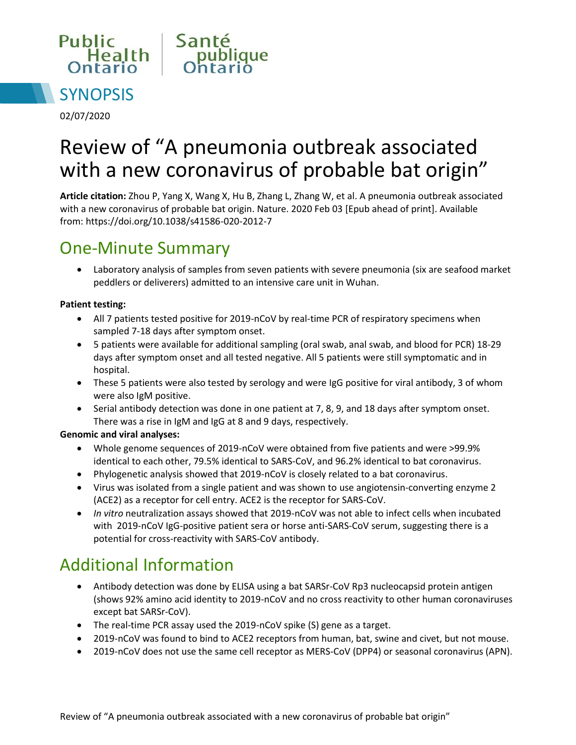Public Health Ontario | Santé publique Ontario

SYNOPSIS

02/07/2020

# Review of "A pneumonia outbreak associated with a new coronavirus of probable bat origin"

**Article citation:** Zhou P, Yang X, Wang X, Hu B, Zhang L, Zhang W, et al. A pneumonia outbreak associated with a new coronavirus of probable bat origin. Nature. 2020 Feb 03 [Epub ahead of print]. Available from: https://doi.org/10.1038/s41586-020-2012-7

## One-Minute Summary

- Laboratory analysis of samples from seven patients with severe pneumonia (six are seafood market peddlers or deliverers) admitted to an intensive care unit in Wuhan.

**Patient testing:**

- All 7 patients tested positive for 2019-nCoV by real-time PCR of respiratory specimens when sampled 7-18 days after symptom onset.
- 5 patients were available for additional sampling (oral swab, anal swab, and blood for PCR) 18-29 days after symptom onset and all tested negative. All 5 patients were still symptomatic and in hospital.
- These 5 patients were also tested by serology and were IgG positive for viral antibody, 3 of whom were also IgM positive.
- Serial antibody detection was done in one patient at 7, 8, 9, and 18 days after symptom onset. There was a rise in IgM and IgG at 8 and 9 days, respectively.

**Genomic and viral analyses:**

- Whole genome sequences of 2019-nCoV were obtained from five patients and were >99.9% identical to each other, 79.5% identical to SARS-CoV, and 96.2% identical to bat coronavirus.
- Phylogenetic analysis showed that 2019-nCoV is closely related to a bat coronavirus.
- Virus was isolated from a single patient and was shown to use angiotensin-converting enzyme 2 (ACE2) as a receptor for cell entry. ACE2 is the receptor for SARS-CoV.
- *In vitro* neutralization assays showed that 2019-nCoV was not able to infect cells when incubated with 2019-nCoV IgG-positive patient sera or horse anti-SARS-CoV serum, suggesting there is a potential for cross-reactivity with SARS-CoV antibody.

## Additional Information

- Antibody detection was done by ELISA using a bat SARSr-CoV Rp3 nucleocapsid protein antigen (shows 92% amino acid identity to 2019-nCoV and no cross reactivity to other human coronaviruses except bat SARSr-CoV).
- The real-time PCR assay used the 2019-nCoV spike (S) gene as a target.
- 2019-nCoV was found to bind to ACE2 receptors from human, bat, swine and civet, but not mouse.
- 2019-nCoV does not use the same cell receptor as MERS-CoV (DPP4) or seasonal coronavirus (APN).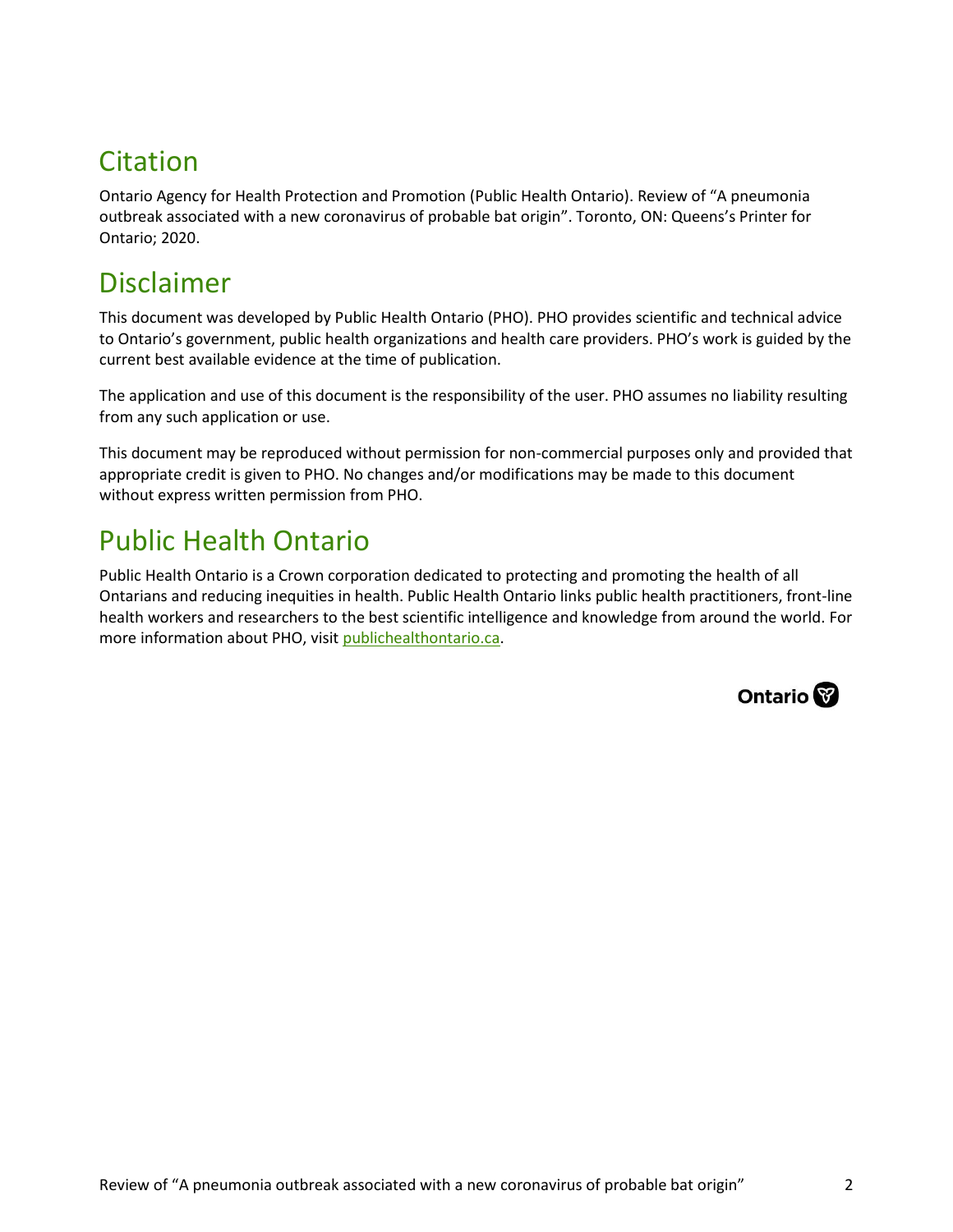## Citation

Ontario Agency for Health Protection and Promotion (Public Health Ontario). Review of "A pneumonia outbreak associated with a new coronavirus of probable bat origin". Toronto, ON: Queens's Printer for Ontario; 2020.

## Disclaimer

This document was developed by Public Health Ontario (PHO). PHO provides scientific and technical advice to Ontario's government, public health organizations and health care providers. PHO's work is guided by the current best available evidence at the time of publication.

The application and use of this document is the responsibility of the user. PHO assumes no liability resulting from any such application or use.

This document may be reproduced without permission for non-commercial purposes only and provided that appropriate credit is given to PHO. No changes and/or modifications may be made to this document without express written permission from PHO.

## Public Health Ontario

Public Health Ontario is a Crown corporation dedicated to protecting and promoting the health of all Ontarians and reducing inequities in health. Public Health Ontario links public health practitioners, front-line health workers and researchers to the best scientific intelligence and knowledge from around the world. For more information about PHO, visit [publichealthontario.ca](publichealthontario.ca).

Ontario